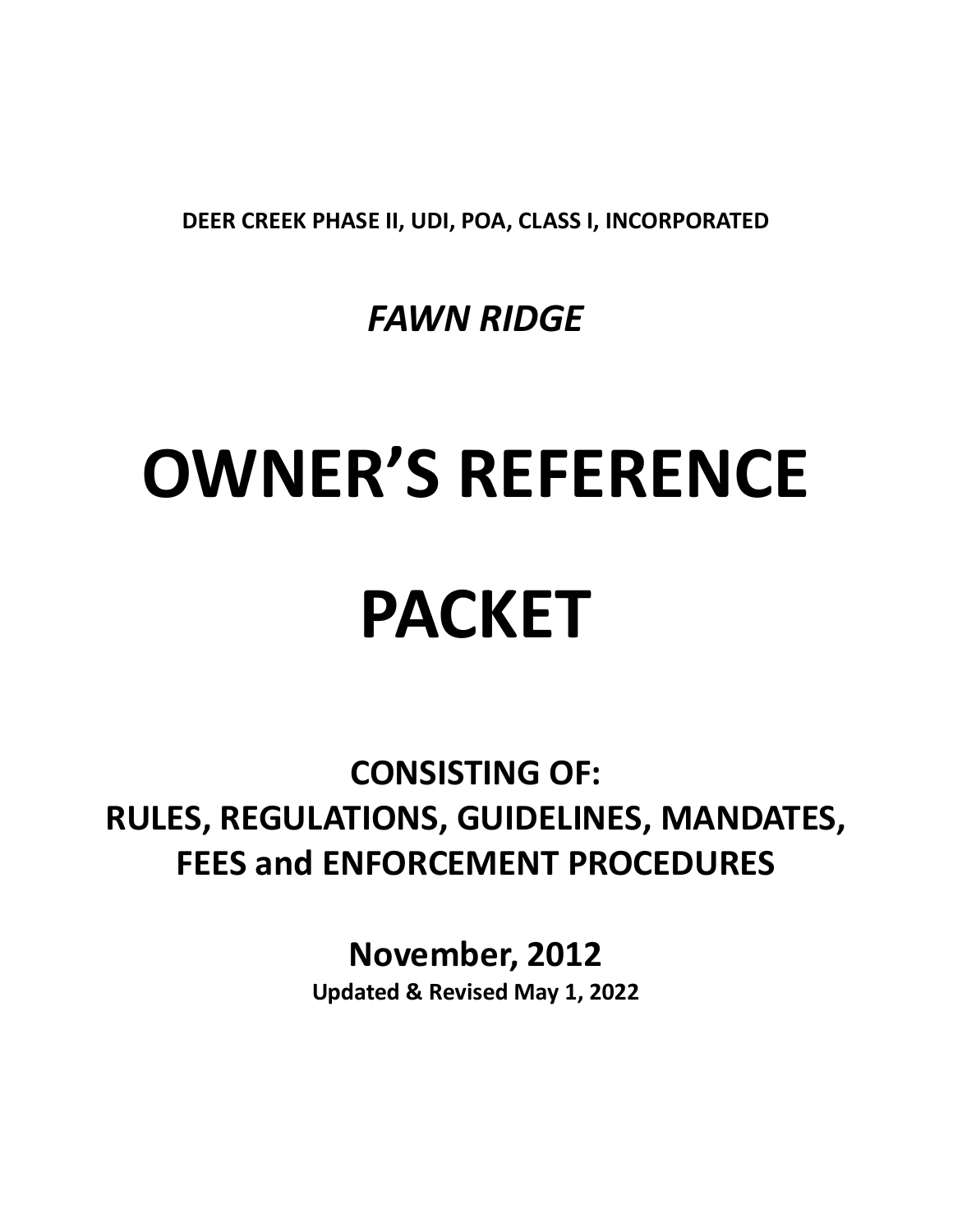**DEER CREEK PHASE II, UDI, POA, CLASS I, INCORPORATED**

***FAWN RIDGE***

# OWNER'S REFERENCE PACKET

## CONSISTING OF:
## RULES, REGULATIONS, GUIDELINES, MANDATES, FEES and ENFORCEMENT PROCEDURES

**November, 2012**

**Updated & Revised May 1, 2022**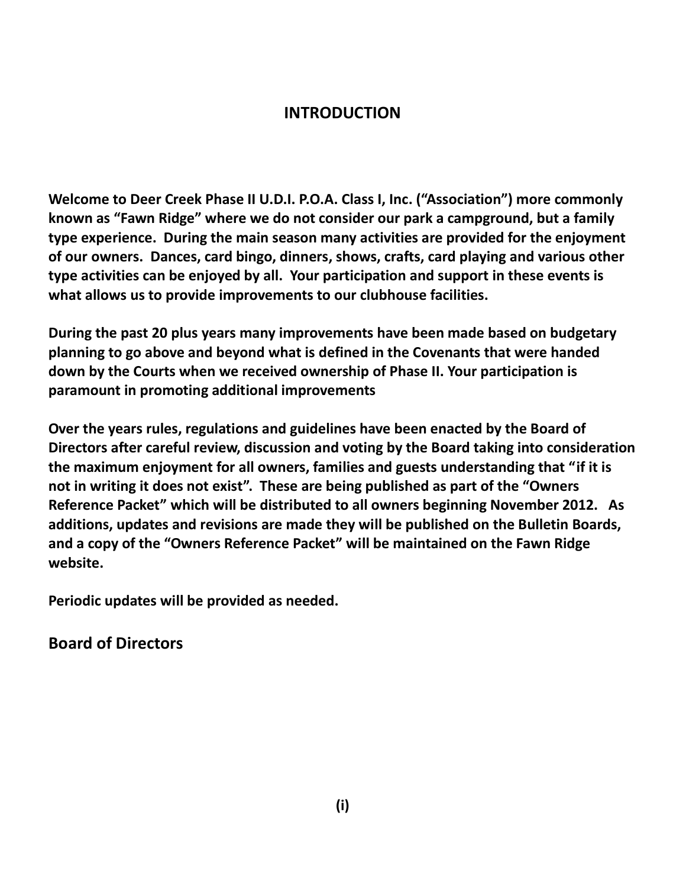# INTRODUCTION

**Welcome to Deer Creek Phase II U.D.I. P.O.A. Class I, Inc. ("Association") more commonly known as "Fawn Ridge" where we do not consider our park a campground, but a family type experience. During the main season many activities are provided for the enjoyment of our owners. Dances, card bingo, dinners, shows, crafts, card playing and various other type activities can be enjoyed by all. Your participation and support in these events is what allows us to provide improvements to our clubhouse facilities.**

**During the past 20 plus years many improvements have been made based on budgetary planning to go above and beyond what is defined in the Covenants that were handed down by the Courts when we received ownership of Phase II. Your participation is paramount in promoting additional improvements**

**Over the years rules, regulations and guidelines have been enacted by the Board of Directors after careful review, discussion and voting by the Board taking into consideration the maximum enjoyment for all owners, families and guests understanding that "if it is not in writing it does not exist". These are being published as part of the "Owners Reference Packet" which will be distributed to all owners beginning November 2012. As additions, updates and revisions are made they will be published on the Bulletin Boards, and a copy of the "Owners Reference Packet" will be maintained on the Fawn Ridge website.**

**Periodic updates will be provided as needed.**

**Board of Directors**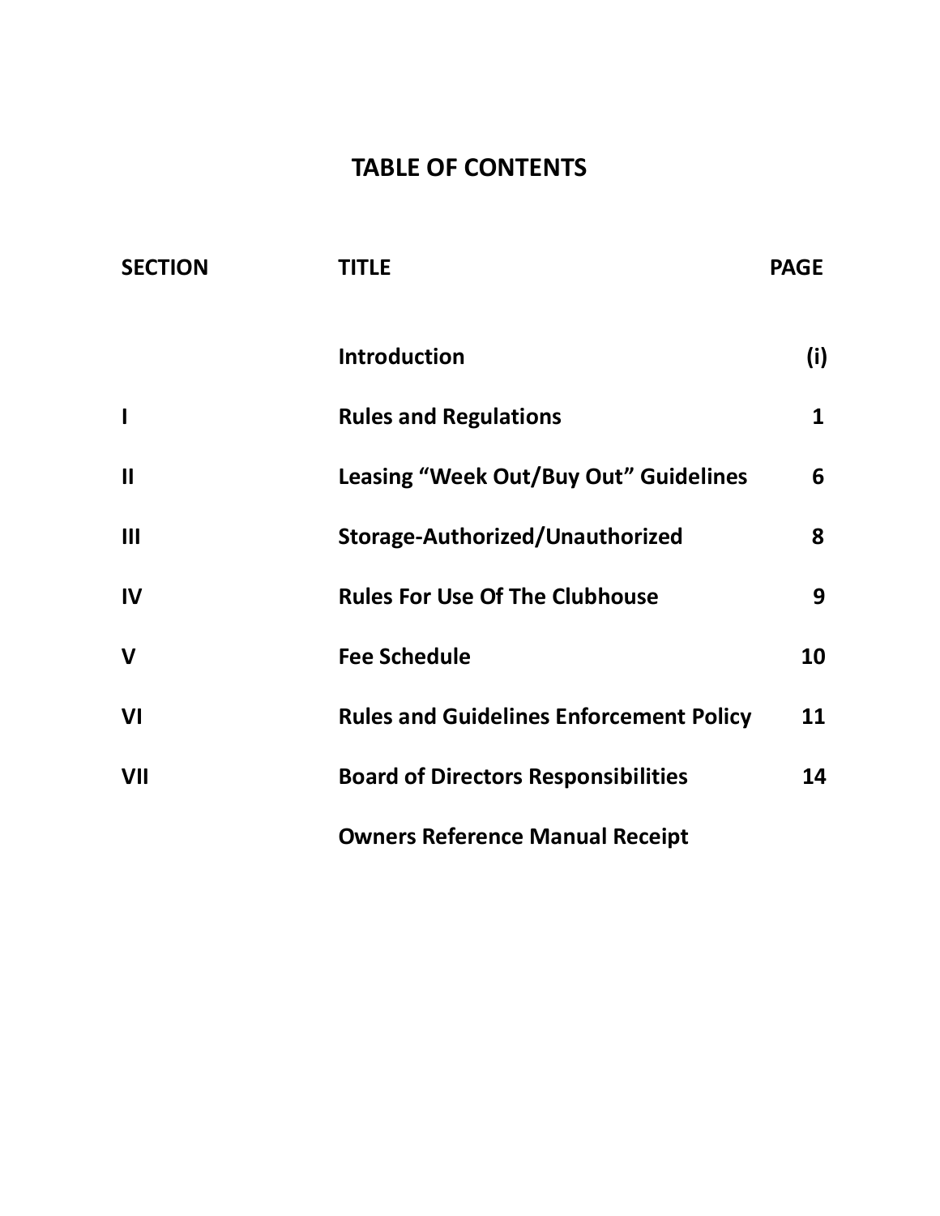# TABLE OF CONTENTS

| SECTION | TITLE | PAGE |
|---|---|---|
| | **Introduction** | **(i)** |
| **I** | **Rules and Regulations** | **1** |
| **II** | **Leasing "Week Out/Buy Out" Guidelines** | **6** |
| **III** | **Storage-Authorized/Unauthorized** | **8** |
| **IV** | **Rules For Use Of The Clubhouse** | **9** |
| **V** | **Fee Schedule** | **10** |
| **VI** | **Rules and Guidelines Enforcement Policy** | **11** |
| **VII** | **Board of Directors Responsibilities** | **14** |
| | **Owners Reference Manual Receipt** | |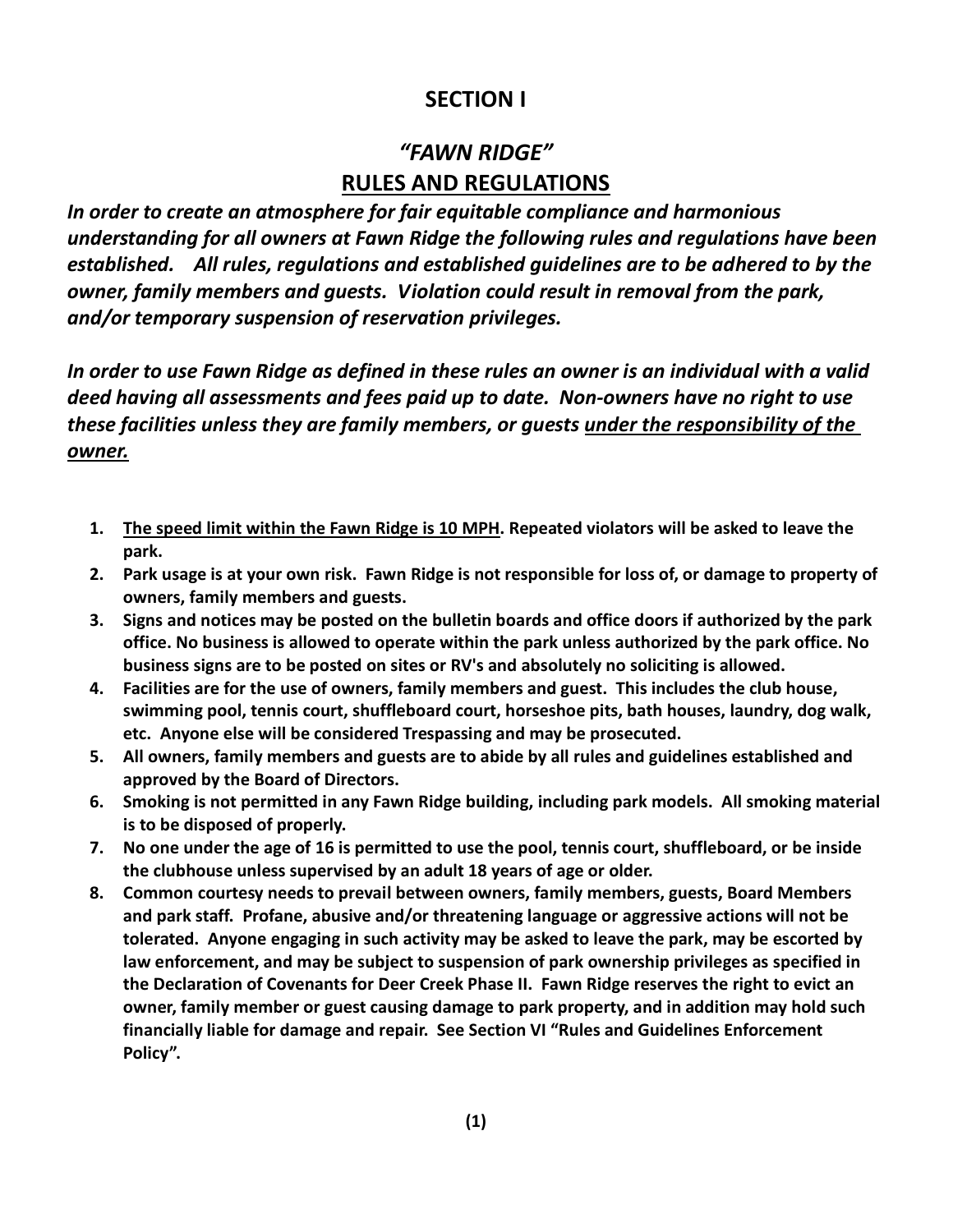## SECTION I

## *"FAWN RIDGE"*
## RULES AND REGULATIONS

***In order to create an atmosphere for fair equitable compliance and harmonious understanding for all owners at Fawn Ridge the following rules and regulations have been established. All rules, regulations and established guidelines are to be adhered to by the owner, family members and guests. Violation could result in removal from the park, and/or temporary suspension of reservation privileges.***

***In order to use Fawn Ridge as defined in these rules an owner is an individual with a valid deed having all assessments and fees paid up to date. Non-owners have no right to use these facilities unless they are family members, or guests <u>under the responsibility of the owner.</u>***

1. **<u>The speed limit within the Fawn Ridge is 10 MPH</u>. Repeated violators will be asked to leave the park.**
2. **Park usage is at your own risk. Fawn Ridge is not responsible for loss of, or damage to property of owners, family members and guests.**
3. **Signs and notices may be posted on the bulletin boards and office doors if authorized by the park office. No business is allowed to operate within the park unless authorized by the park office. No business signs are to be posted on sites or RV's and absolutely no soliciting is allowed.**
4. **Facilities are for the use of owners, family members and guest. This includes the club house, swimming pool, tennis court, shuffleboard court, horseshoe pits, bath houses, laundry, dog walk, etc. Anyone else will be considered Trespassing and may be prosecuted.**
5. **All owners, family members and guests are to abide by all rules and guidelines established and approved by the Board of Directors.**
6. **Smoking is not permitted in any Fawn Ridge building, including park models. All smoking material is to be disposed of properly.**
7. **No one under the age of 16 is permitted to use the pool, tennis court, shuffleboard, or be inside the clubhouse unless supervised by an adult 18 years of age or older.**
8. **Common courtesy needs to prevail between owners, family members, guests, Board Members and park staff. Profane, abusive and/or threatening language or aggressive actions will not be tolerated. Anyone engaging in such activity may be asked to leave the park, may be escorted by law enforcement, and may be subject to suspension of park ownership privileges as specified in the Declaration of Covenants for Deer Creek Phase II. Fawn Ridge reserves the right to evict an owner, family member or guest causing damage to park property, and in addition may hold such financially liable for damage and repair. See Section VI "Rules and Guidelines Enforcement Policy".**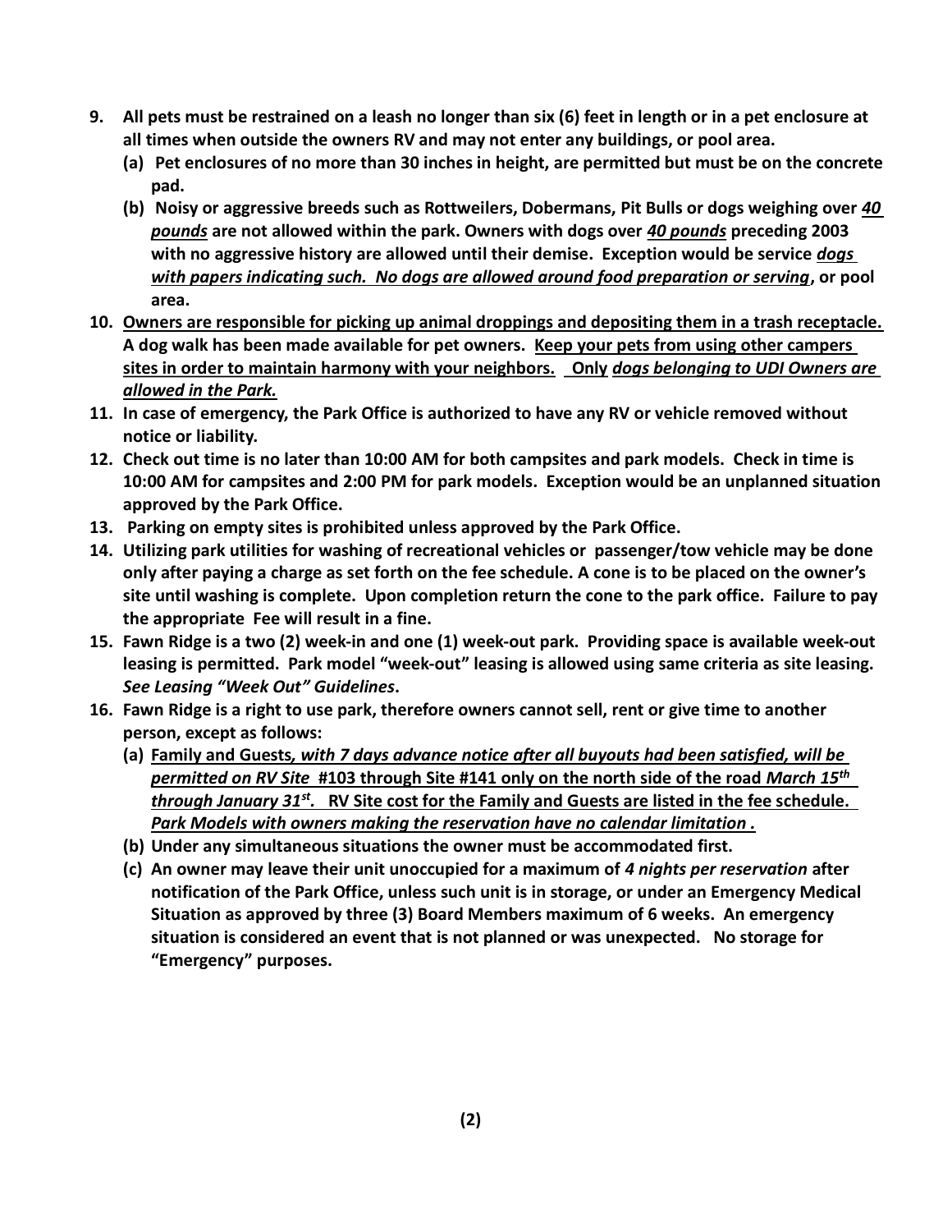9. **All pets must be restrained on a leash no longer than six (6) feet in length or in a pet enclosure at all times when outside the owners RV and may not enter any buildings, or pool area.**
   - **(a) Pet enclosures of no more than 30 inches in height, are permitted but must be on the concrete pad.**
   - **(b) Noisy or aggressive breeds such as Rottweilers, Dobermans, Pit Bulls or dogs weighing over *40 pounds* are not allowed within the park. Owners with dogs over *40 pounds* preceding 2003 with no aggressive history are allowed until their demise. Exception would be service *dogs with papers indicating such. No dogs are allowed around food preparation or serving*, or pool area.**
10. **Owners are responsible for picking up animal droppings and depositing them in a trash receptacle. A dog walk has been made available for pet owners. Keep your pets from using other campers sites in order to maintain harmony with your neighbors. Only *dogs belonging to UDI Owners are allowed in the Park.***
11. **In case of emergency, the Park Office is authorized to have any RV or vehicle removed without notice or liability.**
12. **Check out time is no later than 10:00 AM for both campsites and park models. Check in time is 10:00 AM for campsites and 2:00 PM for park models. Exception would be an unplanned situation approved by the Park Office.**
13. **Parking on empty sites is prohibited unless approved by the Park Office.**
14. **Utilizing park utilities for washing of recreational vehicles or passenger/tow vehicle may be done only after paying a charge as set forth on the fee schedule. A cone is to be placed on the owner's site until washing is complete. Upon completion return the cone to the park office. Failure to pay the appropriate Fee will result in a fine.**
15. **Fawn Ridge is a two (2) week-in and one (1) week-out park. Providing space is available week-out leasing is permitted. Park model "week-out" leasing is allowed using same criteria as site leasing. *See Leasing "Week Out" Guidelines*.**
16. **Fawn Ridge is a right to use park, therefore owners cannot sell, rent or give time to another person, except as follows:**
   - **(a) Family and Guests*, with 7 days advance notice after all buyouts had been satisfied, will be permitted on RV Site* #103 through Site #141 only on the north side of the road *March 15th through January 31st.* RV Site cost for the Family and Guests are listed in the fee schedule. *Park Models with owners making the reservation have no calendar limitation .***
   - **(b) Under any simultaneous situations the owner must be accommodated first.**
   - **(c) An owner may leave their unit unoccupied for a maximum of *4 nights per reservation* after notification of the Park Office, unless such unit is in storage, or under an Emergency Medical Situation as approved by three (3) Board Members maximum of 6 weeks. An emergency situation is considered an event that is not planned or was unexpected. No storage for "Emergency" purposes.**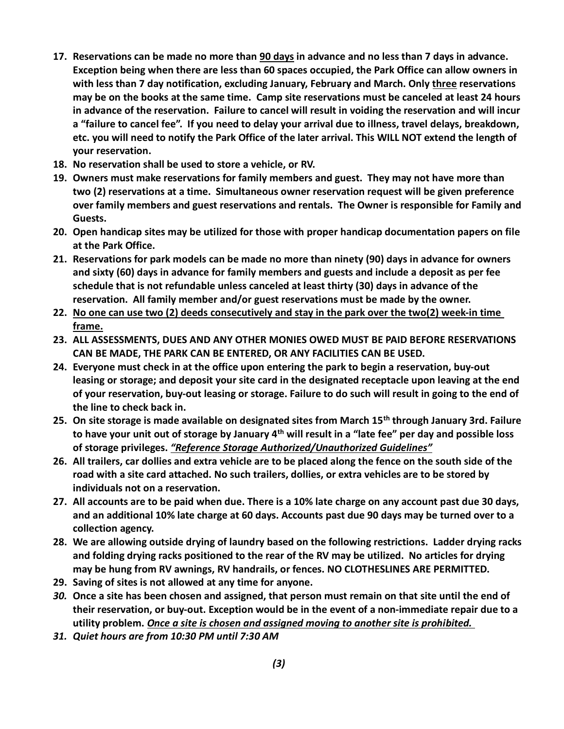17. **Reservations can be made no more than <u>90 days</u> in advance and no less than 7 days in advance. Exception being when there are less than 60 spaces occupied, the Park Office can allow owners in with less than 7 day notification, excluding January, February and March. Only <u>three</u> reservations may be on the books at the same time. Camp site reservations must be canceled at least 24 hours in advance of the reservation. Failure to cancel will result in voiding the reservation and will incur a "failure to cancel fee". If you need to delay your arrival due to illness, travel delays, breakdown, etc. you will need to notify the Park Office of the later arrival. This WILL NOT extend the length of your reservation.**
18. **No reservation shall be used to store a vehicle, or RV.**
19. **Owners must make reservations for family members and guest. They may not have more than two (2) reservations at a time. Simultaneous owner reservation request will be given preference over family members and guest reservations and rentals. The Owner is responsible for Family and Guests.**
20. **Open handicap sites may be utilized for those with proper handicap documentation papers on file at the Park Office.**
21. **Reservations for park models can be made no more than ninety (90) days in advance for owners and sixty (60) days in advance for family members and guests and include a deposit as per fee schedule that is not refundable unless canceled at least thirty (30) days in advance of the reservation. All family member and/or guest reservations must be made by the owner.**
22. **<u>No one can use two (2) deeds consecutively and stay in the park over the two(2) week-in time frame.</u>**
23. **ALL ASSESSMENTS, DUES AND ANY OTHER MONIES OWED MUST BE PAID BEFORE RESERVATIONS CAN BE MADE, THE PARK CAN BE ENTERED, OR ANY FACILITIES CAN BE USED.**
24. **Everyone must check in at the office upon entering the park to begin a reservation, buy-out leasing or storage; and deposit your site card in the designated receptacle upon leaving at the end of your reservation, buy-out leasing or storage. Failure to do such will result in going to the end of the line to check back in.**
25. **On site storage is made available on designated sites from March 15th through January 3rd. Failure to have your unit out of storage by January 4th will result in a "late fee" per day and possible loss of storage privileges. *<u>"Reference Storage Authorized/Unauthorized Guidelines"</u>***
26. **All trailers, car dollies and extra vehicle are to be placed along the fence on the south side of the road with a site card attached. No such trailers, dollies, or extra vehicles are to be stored by individuals not on a reservation.**
27. **All accounts are to be paid when due. There is a 10% late charge on any account past due 30 days, and an additional 10% late charge at 60 days. Accounts past due 90 days may be turned over to a collection agency.**
28. **We are allowing outside drying of laundry based on the following restrictions. Ladder drying racks and folding drying racks positioned to the rear of the RV may be utilized. No articles for drying may be hung from RV awnings, RV handrails, or fences. NO CLOTHESLINES ARE PERMITTED.**
29. **Saving of sites is not allowed at any time for anyone.**
30. **Once a site has been chosen and assigned, that person must remain on that site until the end of their reservation, or buy-out. Exception would be in the event of a non-immediate repair due to a utility problem. *<u>Once a site is chosen and assigned moving to another site is prohibited.</u>***
31. ***Quiet hours are from 10:30 PM until 7:30 AM***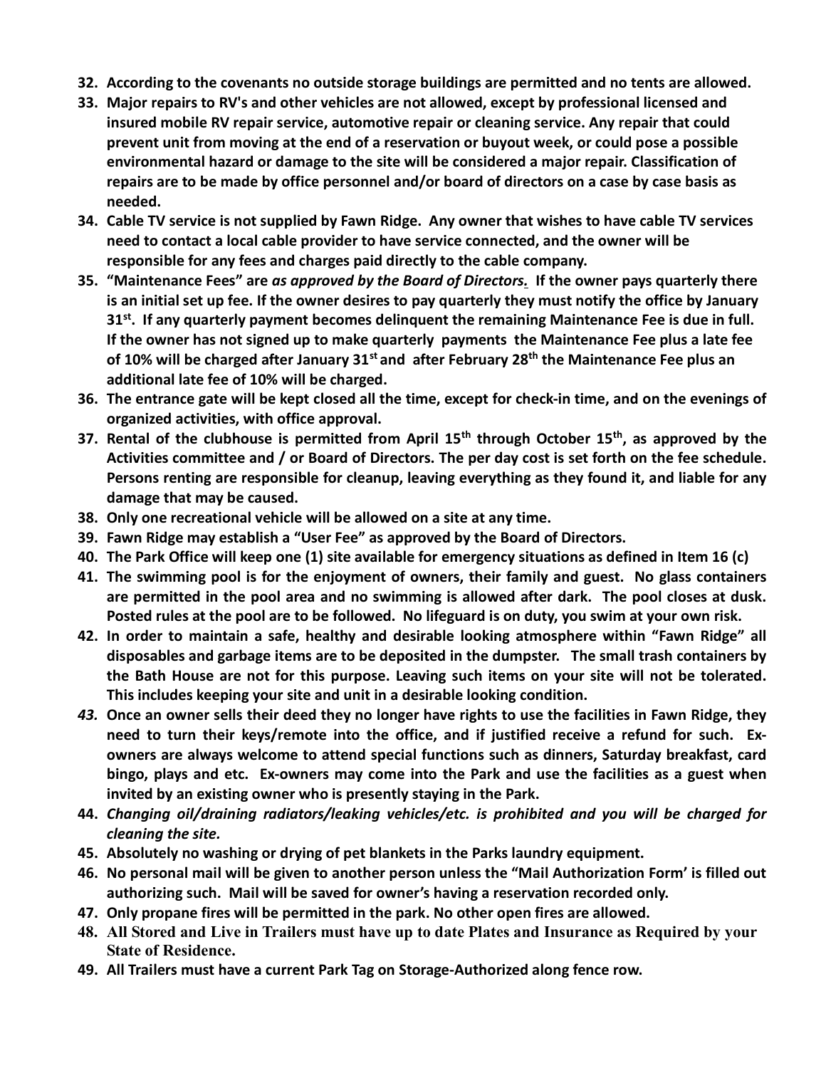32. **According to the covenants no outside storage buildings are permitted and no tents are allowed.**
33. **Major repairs to RV's and other vehicles are not allowed, except by professional licensed and insured mobile RV repair service, automotive repair or cleaning service. Any repair that could prevent unit from moving at the end of a reservation or buyout week, or could pose a possible environmental hazard or damage to the site will be considered a major repair. Classification of repairs are to be made by office personnel and/or board of directors on a case by case basis as needed.**
34. **Cable TV service is not supplied by Fawn Ridge. Any owner that wishes to have cable TV services need to contact a local cable provider to have service connected, and the owner will be responsible for any fees and charges paid directly to the cable company.**
35. **"Maintenance Fees" are *as approved by the Board of Directors.* If the owner pays quarterly there is an initial set up fee. If the owner desires to pay quarterly they must notify the office by January 31st. If any quarterly payment becomes delinquent the remaining Maintenance Fee is due in full. If the owner has not signed up to make quarterly payments the Maintenance Fee plus a late fee of 10% will be charged after January 31st and after February 28th the Maintenance Fee plus an additional late fee of 10% will be charged.**
36. **The entrance gate will be kept closed all the time, except for check-in time, and on the evenings of organized activities, with office approval.**
37. **Rental of the clubhouse is permitted from April 15th through October 15th, as approved by the Activities committee and / or Board of Directors. The per day cost is set forth on the fee schedule. Persons renting are responsible for cleanup, leaving everything as they found it, and liable for any damage that may be caused.**
38. **Only one recreational vehicle will be allowed on a site at any time.**
39. **Fawn Ridge may establish a "User Fee" as approved by the Board of Directors.**
40. **The Park Office will keep one (1) site available for emergency situations as defined in Item 16 (c)**
41. **The swimming pool is for the enjoyment of owners, their family and guest. No glass containers are permitted in the pool area and no swimming is allowed after dark. The pool closes at dusk. Posted rules at the pool are to be followed. No lifeguard is on duty, you swim at your own risk.**
42. **In order to maintain a safe, healthy and desirable looking atmosphere within "Fawn Ridge" all disposables and garbage items are to be deposited in the dumpster. The small trash containers by the Bath House are not for this purpose. Leaving such items on your site will not be tolerated. This includes keeping your site and unit in a desirable looking condition.**
43. **Once an owner sells their deed they no longer have rights to use the facilities in Fawn Ridge, they need to turn their keys/remote into the office, and if justified receive a refund for such. Ex-owners are always welcome to attend special functions such as dinners, Saturday breakfast, card bingo, plays and etc. Ex-owners may come into the Park and use the facilities as a guest when invited by an existing owner who is presently staying in the Park.**
44. ***Changing oil/draining radiators/leaking vehicles/etc. is prohibited and you will be charged for cleaning the site.***
45. **Absolutely no washing or drying of pet blankets in the Parks laundry equipment.**
46. **No personal mail will be given to another person unless the "Mail Authorization Form' is filled out authorizing such. Mail will be saved for owner's having a reservation recorded only.**
47. **Only propane fires will be permitted in the park. No other open fires are allowed.**
48. **All Stored and Live in Trailers must have up to date Plates and Insurance as Required by your State of Residence.**
49. **All Trailers must have a current Park Tag on Storage-Authorized along fence row.**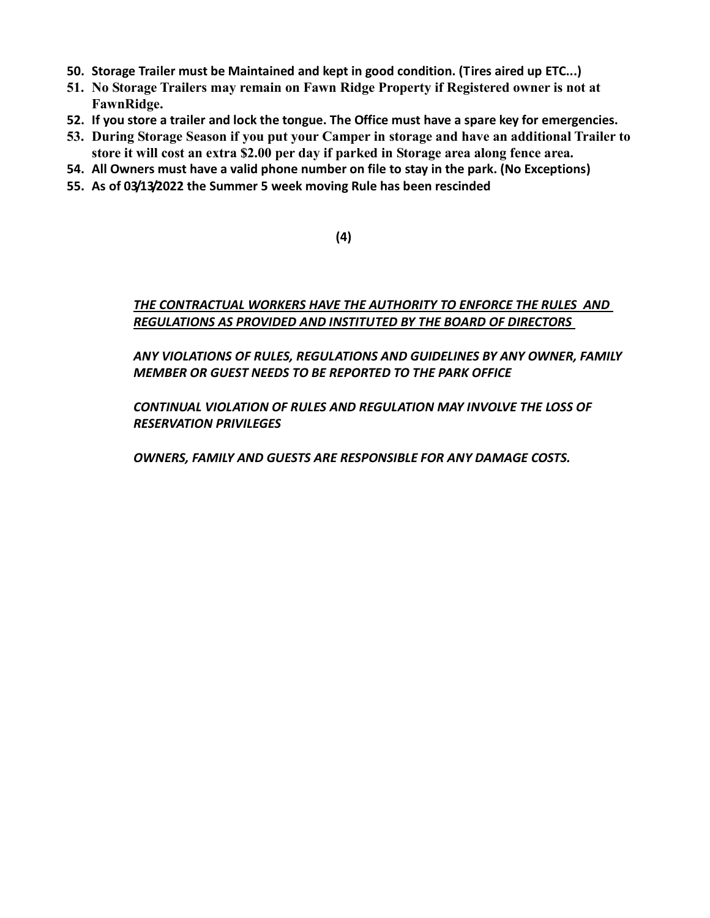50. **Storage Trailer must be Maintained and kept in good condition. (Tires aired up ETC...)**
51. **No Storage Trailers may remain on Fawn Ridge Property if Registered owner is not at FawnRidge.**
52. **If you store a trailer and lock the tongue. The Office must have a spare key for emergencies.**
53. **During Storage Season if you put your Camper in storage and have an additional Trailer to store it will cost an extra $2.00 per day if parked in Storage area along fence area.**
54. **All Owners must have a valid phone number on file to stay in the park. (No Exceptions)**
55. **As of 03/13/2022 the Summer 5 week moving Rule has been rescinded**

***<u>THE CONTRACTUAL WORKERS HAVE THE AUTHORITY TO ENFORCE THE RULES AND REGULATIONS AS PROVIDED AND INSTITUTED BY THE BOARD OF DIRECTORS</u>***

***ANY VIOLATIONS OF RULES, REGULATIONS AND GUIDELINES BY ANY OWNER, FAMILY MEMBER OR GUEST NEEDS TO BE REPORTED TO THE PARK OFFICE***

***CONTINUAL VIOLATION OF RULES AND REGULATION MAY INVOLVE THE LOSS OF RESERVATION PRIVILEGES***

***OWNERS, FAMILY AND GUESTS ARE RESPONSIBLE FOR ANY DAMAGE COSTS.***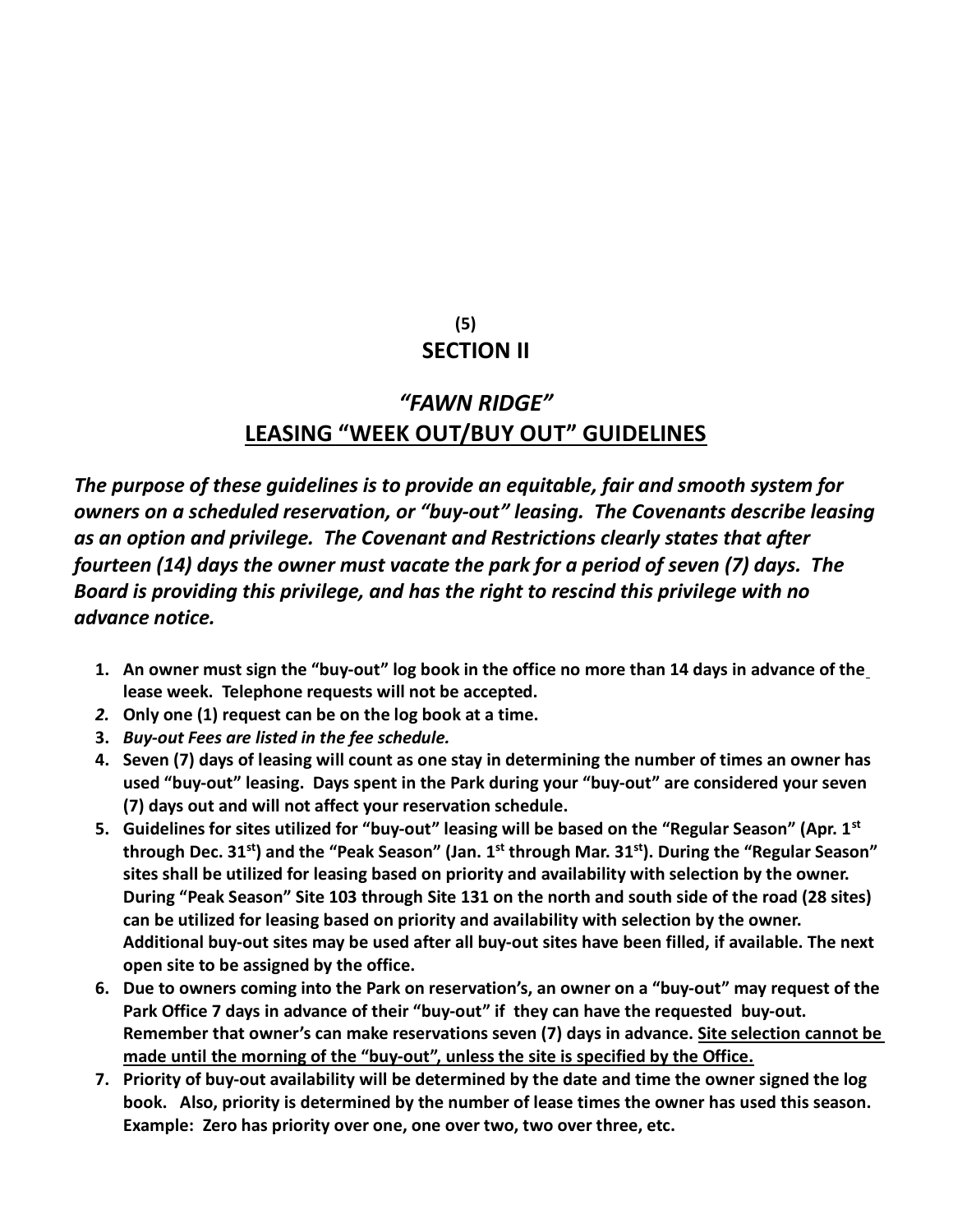**(5)**

## SECTION II

## *"FAWN RIDGE"*

## LEASING "WEEK OUT/BUY OUT" GUIDELINES

***The purpose of these guidelines is to provide an equitable, fair and smooth system for owners on a scheduled reservation, or "buy-out" leasing. The Covenants describe leasing as an option and privilege. The Covenant and Restrictions clearly states that after fourteen (14) days the owner must vacate the park for a period of seven (7) days. The Board is providing this privilege, and has the right to rescind this privilege with no advance notice.***

1. **An owner must sign the "buy-out" log book in the office no more than 14 days in advance of the lease week. Telephone requests will not be accepted.**
2. **Only one (1) request can be on the log book at a time.**
3. ***Buy-out Fees are listed in the fee schedule.***
4. **Seven (7) days of leasing will count as one stay in determining the number of times an owner has used "buy-out" leasing. Days spent in the Park during your "buy-out" are considered your seven (7) days out and will not affect your reservation schedule.**
5. **Guidelines for sites utilized for "buy-out" leasing will be based on the "Regular Season" (Apr. 1st through Dec. 31st) and the "Peak Season" (Jan. 1st through Mar. 31st). During the "Regular Season" sites shall be utilized for leasing based on priority and availability with selection by the owner. During "Peak Season" Site 103 through Site 131 on the north and south side of the road (28 sites) can be utilized for leasing based on priority and availability with selection by the owner. Additional buy-out sites may be used after all buy-out sites have been filled, if available. The next open site to be assigned by the office.**
6. **Due to owners coming into the Park on reservation's, an owner on a "buy-out" may request of the Park Office 7 days in advance of their "buy-out" if they can have the requested buy-out. Remember that owner's can make reservations seven (7) days in advance. <u>Site selection cannot be made until the morning of the "buy-out", unless the site is specified by the Office.</u>**
7. **Priority of buy-out availability will be determined by the date and time the owner signed the log book. Also, priority is determined by the number of lease times the owner has used this season. Example: Zero has priority over one, one over two, two over three, etc.**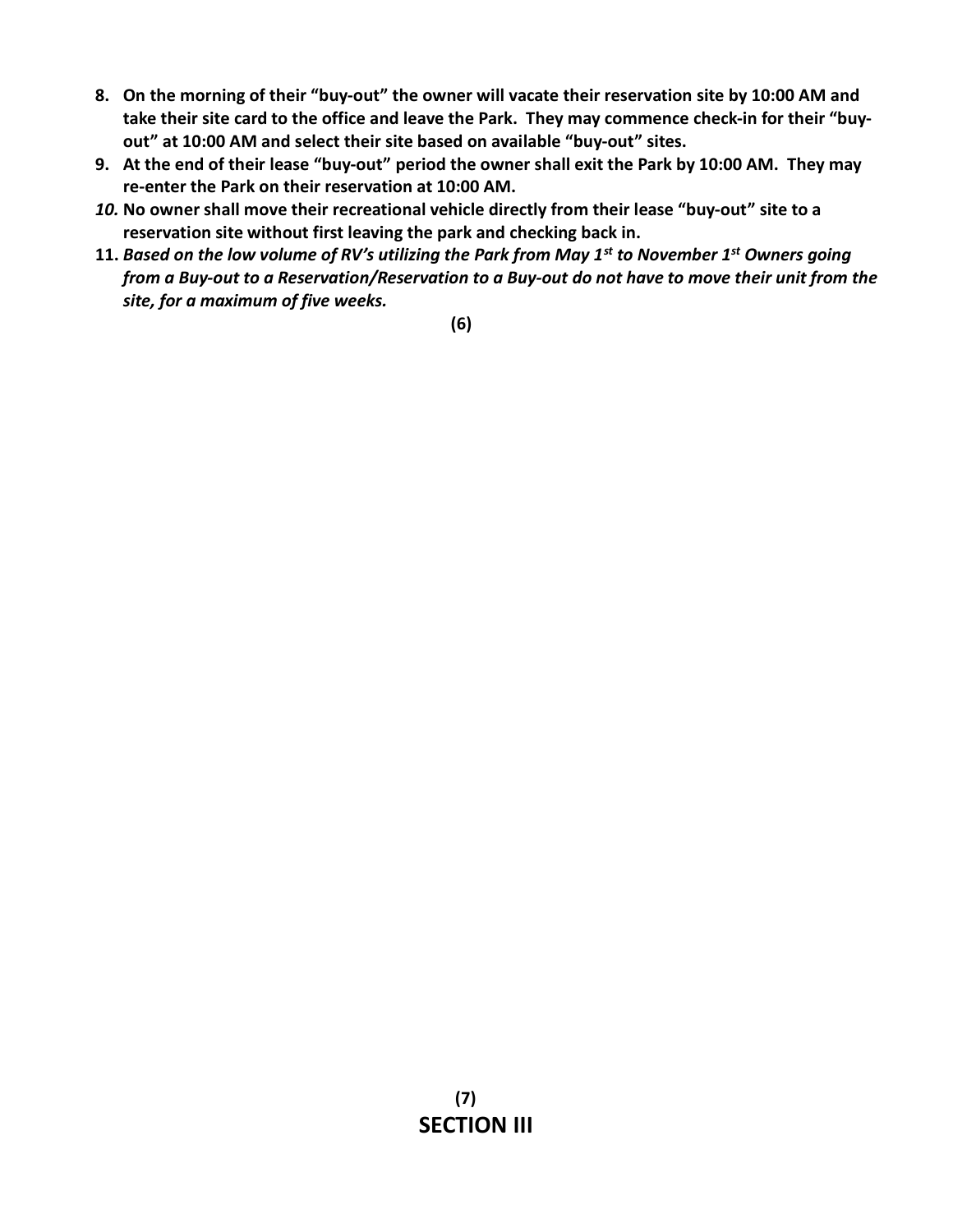8. **On the morning of their "buy-out" the owner will vacate their reservation site by 10:00 AM and take their site card to the office and leave the Park. They may commence check-in for their "buy-out" at 10:00 AM and select their site based on available "buy-out" sites.**
9. **At the end of their lease "buy-out" period the owner shall exit the Park by 10:00 AM. They may re-enter the Park on their reservation at 10:00 AM.**
10. **No owner shall move their recreational vehicle directly from their lease "buy-out" site to a reservation site without first leaving the park and checking back in.**
11. ***Based on the low volume of RV's utilizing the Park from May 1st to November 1st Owners going from a Buy-out to a Reservation/Reservation to a Buy-out do not have to move their unit from the site, for a maximum of five weeks.***

# SECTION III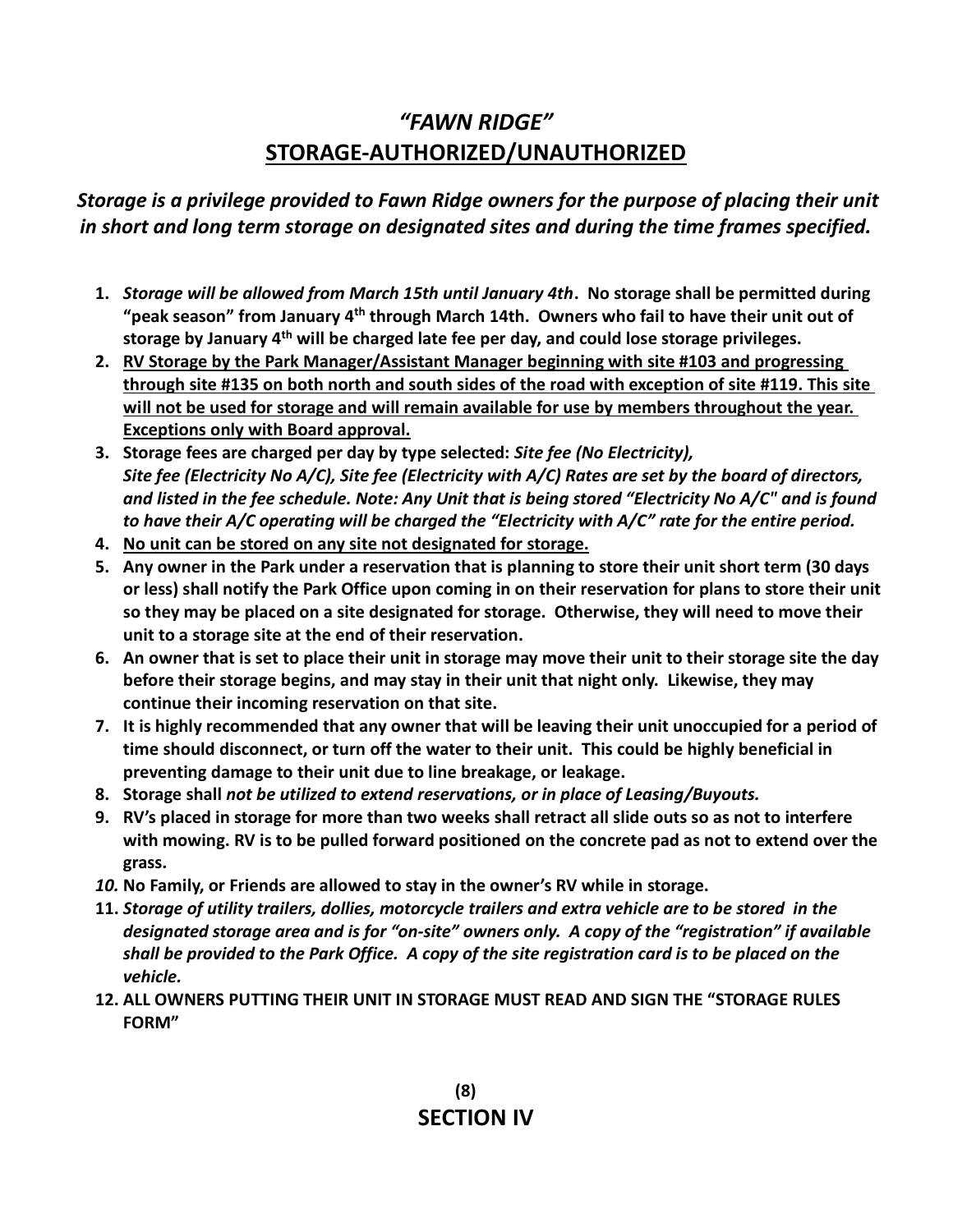# *"FAWN RIDGE"*

## STORAGE-AUTHORIZED/UNAUTHORIZED

***Storage is a privilege provided to Fawn Ridge owners for the purpose of placing their unit in short and long term storage on designated sites and during the time frames specified.***

1. ***Storage will be allowed from March 15th until January 4th*. No storage shall be permitted during "peak season" from January 4th through March 14th. Owners who fail to have their unit out of storage by January 4th will be charged late fee per day, and could lose storage privileges.**
2. **RV Storage by the Park Manager/Assistant Manager beginning with site #103 and progressing through site #135 on both north and south sides of the road with exception of site #119. This site will not be used for storage and will remain available for use by members throughout the year. Exceptions only with Board approval.**
3. **Storage fees are charged per day by type selected: *Site fee (No Electricity), Site fee (Electricity No A/C), Site fee (Electricity with A/C) Rates are set by the board of directors, and listed in the fee schedule. Note: Any Unit that is being stored "Electricity No A/C" and is found to have their A/C operating will be charged the "Electricity with A/C" rate for the entire period.***
4. **No unit can be stored on any site not designated for storage.**
5. **Any owner in the Park under a reservation that is planning to store their unit short term (30 days or less) shall notify the Park Office upon coming in on their reservation for plans to store their unit so they may be placed on a site designated for storage. Otherwise, they will need to move their unit to a storage site at the end of their reservation.**
6. **An owner that is set to place their unit in storage may move their unit to their storage site the day before their storage begins, and may stay in their unit that night only. Likewise, they may continue their incoming reservation on that site.**
7. **It is highly recommended that any owner that will be leaving their unit unoccupied for a period of time should disconnect, or turn off the water to their unit. This could be highly beneficial in preventing damage to their unit due to line breakage, or leakage.**
8. **Storage shall *not be utilized to extend reservations, or in place of Leasing/Buyouts.***
9. **RV's placed in storage for more than two weeks shall retract all slide outs so as not to interfere with mowing. RV is to be pulled forward positioned on the concrete pad as not to extend over the grass.**
10. **No Family, or Friends are allowed to stay in the owner's RV while in storage.**
11. ***Storage of utility trailers, dollies, motorcycle trailers and extra vehicle are to be stored in the designated storage area and is for "on-site" owners only. A copy of the "registration" if available shall be provided to the Park Office. A copy of the site registration card is to be placed on the vehicle.***
12. **ALL OWNERS PUTTING THEIR UNIT IN STORAGE MUST READ AND SIGN THE "STORAGE RULES FORM"**

## SECTION IV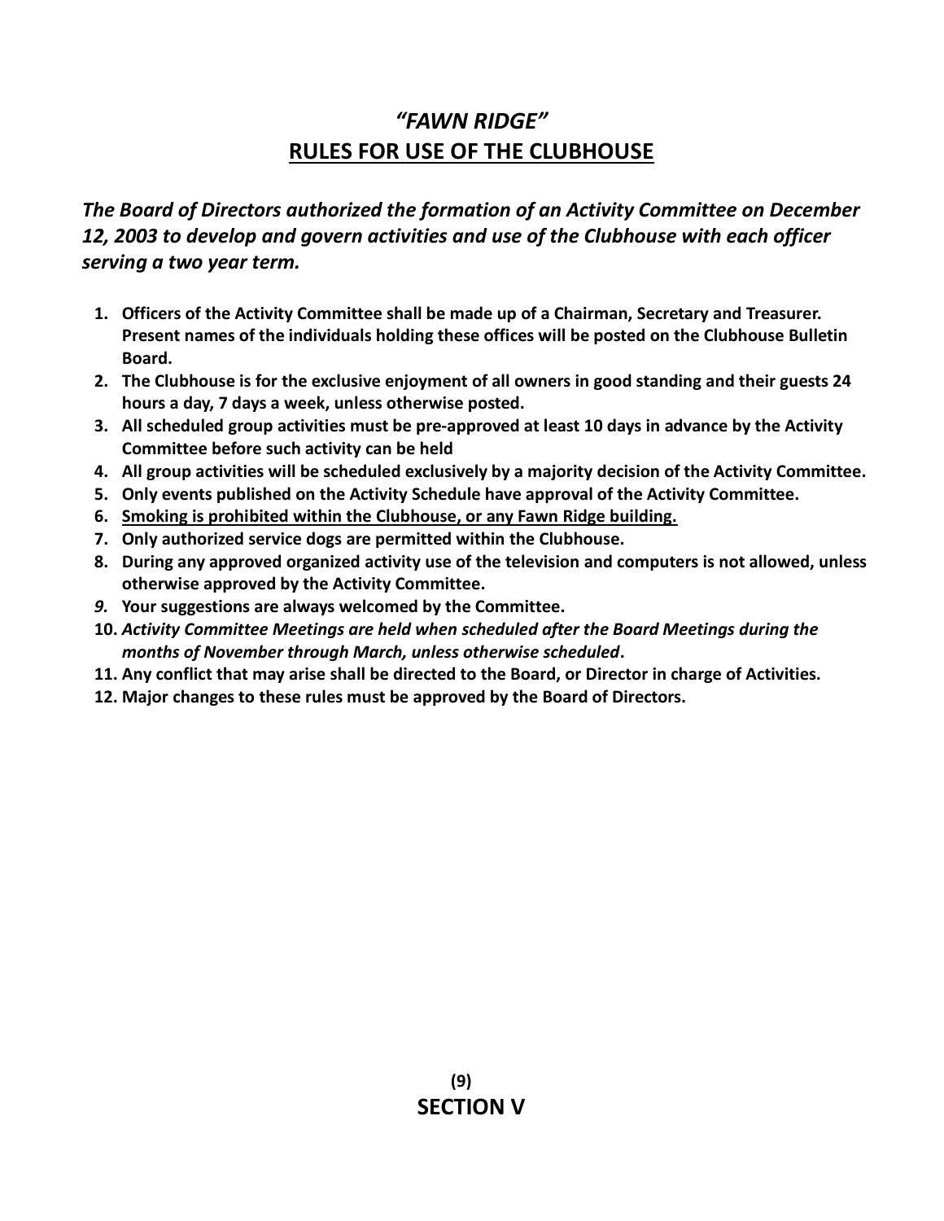# *"FAWN RIDGE"*
## RULES FOR USE OF THE CLUBHOUSE

***The Board of Directors authorized the formation of an Activity Committee on December 12, 2003 to develop and govern activities and use of the Clubhouse with each officer serving a two year term.***

1. **Officers of the Activity Committee shall be made up of a Chairman, Secretary and Treasurer. Present names of the individuals holding these offices will be posted on the Clubhouse Bulletin Board.**
2. **The Clubhouse is for the exclusive enjoyment of all owners in good standing and their guests 24 hours a day, 7 days a week, unless otherwise posted.**
3. **All scheduled group activities must be pre-approved at least 10 days in advance by the Activity Committee before such activity can be held**
4. **All group activities will be scheduled exclusively by a majority decision of the Activity Committee.**
5. **Only events published on the Activity Schedule have approval of the Activity Committee.**
6. **<u>Smoking is prohibited within the Clubhouse, or any Fawn Ridge building.</u>**
7. **Only authorized service dogs are permitted within the Clubhouse.**
8. **During any approved organized activity use of the television and computers is not allowed, unless otherwise approved by the Activity Committee.**
9. **Your suggestions are always welcomed by the Committee.**
10. ***Activity Committee Meetings are held when scheduled after the Board Meetings during the months of November through March, unless otherwise scheduled*.**
11. **Any conflict that may arise shall be directed to the Board, or Director in charge of Activities.**
12. **Major changes to these rules must be approved by the Board of Directors.**

**SECTION V**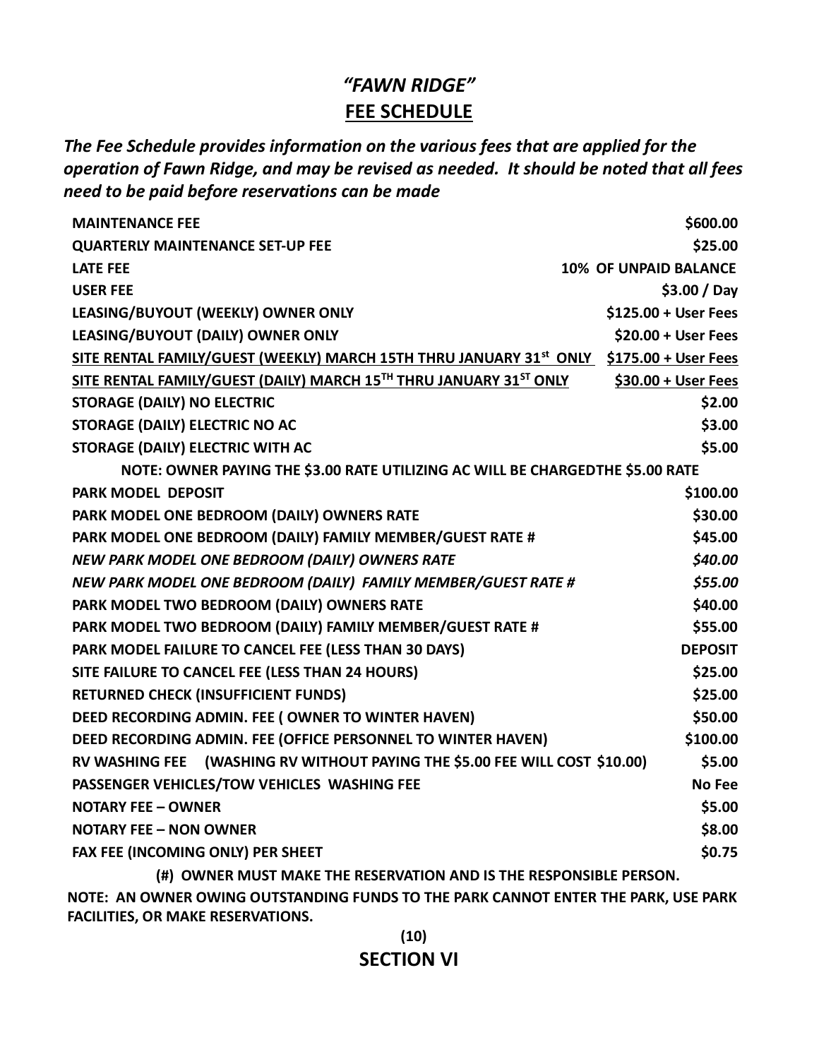# *"FAWN RIDGE"*

## FEE SCHEDULE

***The Fee Schedule provides information on the various fees that are applied for the operation of Fawn Ridge, and may be revised as needed. It should be noted that all fees need to be paid before reservations can be made***

| | |
|---|---|
| **MAINTENANCE FEE** | **$600.00** |
| **QUARTERLY MAINTENANCE SET-UP FEE** | **$25.00** |
| **LATE FEE** | **10% OF UNPAID BALANCE** |
| **USER FEE** | **$3.00 / Day** |
| **LEASING/BUYOUT (WEEKLY) OWNER ONLY** | **$125.00 + User Fees** |
| **LEASING/BUYOUT (DAILY) OWNER ONLY** | **$20.00 + User Fees** |
| **SITE RENTAL FAMILY/GUEST (WEEKLY) MARCH 15TH THRU JANUARY 31st ONLY** | **$175.00 + User Fees** |
| **SITE RENTAL FAMILY/GUEST (DAILY) MARCH 15TH THRU JANUARY 31ST ONLY** | **$30.00 + User Fees** |
| **STORAGE (DAILY) NO ELECTRIC** | **$2.00** |
| **STORAGE (DAILY) ELECTRIC NO AC** | **$3.00** |
| **STORAGE (DAILY) ELECTRIC WITH AC** | **$5.00** |
| **NOTE: OWNER PAYING THE $3.00 RATE UTILIZING AC WILL BE CHARGEDTHE $5.00 RATE** | |
| **PARK MODEL DEPOSIT** | **$100.00** |
| **PARK MODEL ONE BEDROOM (DAILY) OWNERS RATE** | **$30.00** |
| **PARK MODEL ONE BEDROOM (DAILY) FAMILY MEMBER/GUEST RATE #** | **$45.00** |
| ***NEW PARK MODEL ONE BEDROOM (DAILY) OWNERS RATE*** | ***$40.00*** |
| ***NEW PARK MODEL ONE BEDROOM (DAILY) FAMILY MEMBER/GUEST RATE #*** | ***$55.00*** |
| **PARK MODEL TWO BEDROOM (DAILY) OWNERS RATE** | **$40.00** |
| **PARK MODEL TWO BEDROOM (DAILY) FAMILY MEMBER/GUEST RATE #** | **$55.00** |
| **PARK MODEL FAILURE TO CANCEL FEE (LESS THAN 30 DAYS)** | **DEPOSIT** |
| **SITE FAILURE TO CANCEL FEE (LESS THAN 24 HOURS)** | **$25.00** |
| **RETURNED CHECK (INSUFFICIENT FUNDS)** | **$25.00** |
| **DEED RECORDING ADMIN. FEE ( OWNER TO WINTER HAVEN)** | **$50.00** |
| **DEED RECORDING ADMIN. FEE (OFFICE PERSONNEL TO WINTER HAVEN)** | **$100.00** |
| **RV WASHING FEE (WASHING RV WITHOUT PAYING THE $5.00 FEE WILL COST $10.00)** | **$5.00** |
| **PASSENGER VEHICLES/TOW VEHICLES WASHING FEE** | **No Fee** |
| **NOTARY FEE – OWNER** | **$5.00** |
| **NOTARY FEE – NON OWNER** | **$8.00** |
| **FAX FEE (INCOMING ONLY) PER SHEET** | **$0.75** |

**(#) OWNER MUST MAKE THE RESERVATION AND IS THE RESPONSIBLE PERSON.**

**NOTE: AN OWNER OWING OUTSTANDING FUNDS TO THE PARK CANNOT ENTER THE PARK, USE PARK FACILITIES, OR MAKE RESERVATIONS.**

**SECTION VI**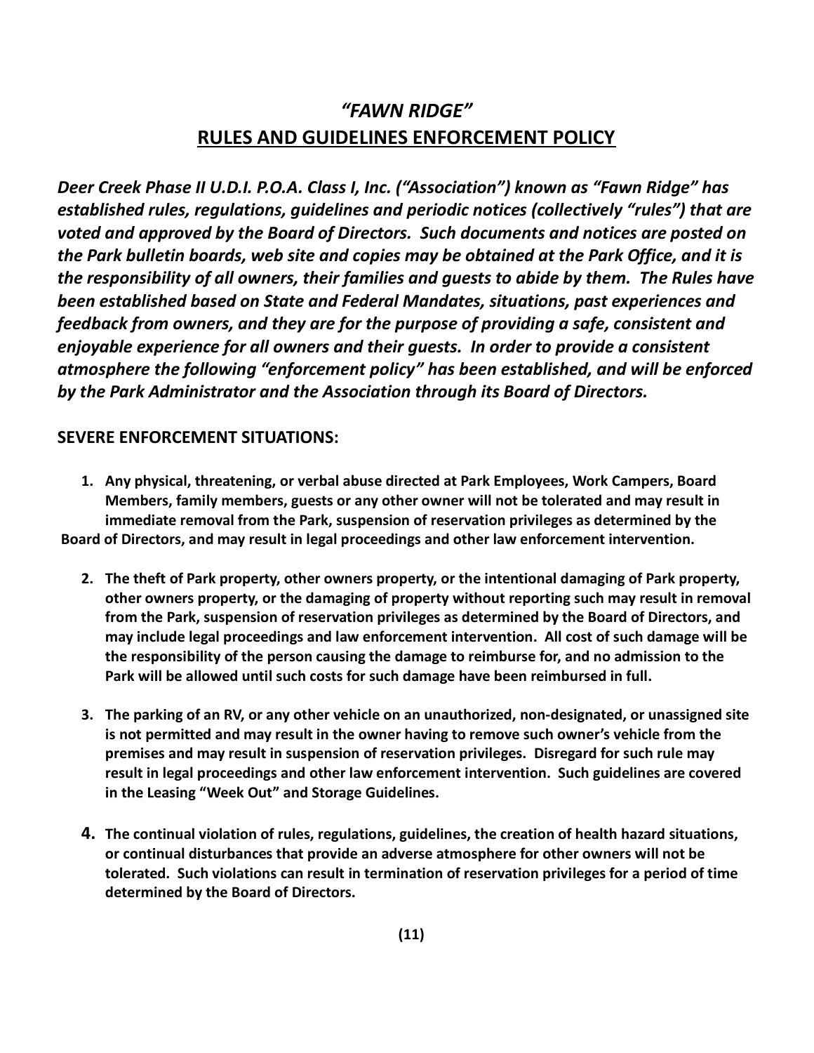# *"FAWN RIDGE"*
## RULES AND GUIDELINES ENFORCEMENT POLICY

***Deer Creek Phase II U.D.I. P.O.A. Class I, Inc. ("Association") known as "Fawn Ridge" has established rules, regulations, guidelines and periodic notices (collectively "rules") that are voted and approved by the Board of Directors. Such documents and notices are posted on the Park bulletin boards, web site and copies may be obtained at the Park Office, and it is the responsibility of all owners, their families and guests to abide by them. The Rules have been established based on State and Federal Mandates, situations, past experiences and feedback from owners, and they are for the purpose of providing a safe, consistent and enjoyable experience for all owners and their guests. In order to provide a consistent atmosphere the following "enforcement policy" has been established, and will be enforced by the Park Administrator and the Association through its Board of Directors.***

### SEVERE ENFORCEMENT SITUATIONS:

1. **Any physical, threatening, or verbal abuse directed at Park Employees, Work Campers, Board Members, family members, guests or any other owner will not be tolerated and may result in immediate removal from the Park, suspension of reservation privileges as determined by the Board of Directors, and may result in legal proceedings and other law enforcement intervention.**

2. **The theft of Park property, other owners property, or the intentional damaging of Park property, other owners property, or the damaging of property without reporting such may result in removal from the Park, suspension of reservation privileges as determined by the Board of Directors, and may include legal proceedings and law enforcement intervention. All cost of such damage will be the responsibility of the person causing the damage to reimburse for, and no admission to the Park will be allowed until such costs for such damage have been reimbursed in full.**

3. **The parking of an RV, or any other vehicle on an unauthorized, non-designated, or unassigned site is not permitted and may result in the owner having to remove such owner's vehicle from the premises and may result in suspension of reservation privileges. Disregard for such rule may result in legal proceedings and other law enforcement intervention. Such guidelines are covered in the Leasing "Week Out" and Storage Guidelines.**

4. **The continual violation of rules, regulations, guidelines, the creation of health hazard situations, or continual disturbances that provide an adverse atmosphere for other owners will not be tolerated. Such violations can result in termination of reservation privileges for a period of time determined by the Board of Directors.**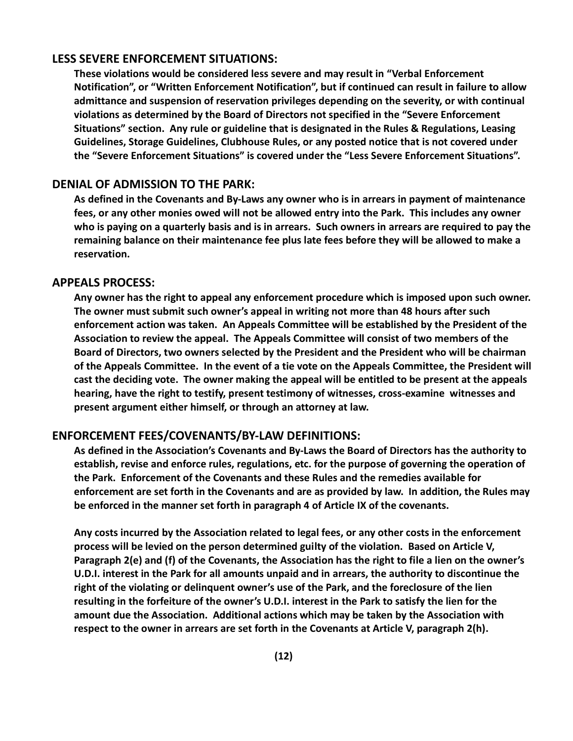## LESS SEVERE ENFORCEMENT SITUATIONS:

**These violations would be considered less severe and may result in "Verbal Enforcement Notification", or "Written Enforcement Notification", but if continued can result in failure to allow admittance and suspension of reservation privileges depending on the severity, or with continual violations as determined by the Board of Directors not specified in the "Severe Enforcement Situations" section. Any rule or guideline that is designated in the Rules & Regulations, Leasing Guidelines, Storage Guidelines, Clubhouse Rules, or any posted notice that is not covered under the "Severe Enforcement Situations" is covered under the "Less Severe Enforcement Situations".**

## DENIAL OF ADMISSION TO THE PARK:

**As defined in the Covenants and By-Laws any owner who is in arrears in payment of maintenance fees, or any other monies owed will not be allowed entry into the Park. This includes any owner who is paying on a quarterly basis and is in arrears. Such owners in arrears are required to pay the remaining balance on their maintenance fee plus late fees before they will be allowed to make a reservation.**

## APPEALS PROCESS:

**Any owner has the right to appeal any enforcement procedure which is imposed upon such owner. The owner must submit such owner's appeal in writing not more than 48 hours after such enforcement action was taken. An Appeals Committee will be established by the President of the Association to review the appeal. The Appeals Committee will consist of two members of the Board of Directors, two owners selected by the President and the President who will be chairman of the Appeals Committee. In the event of a tie vote on the Appeals Committee, the President will cast the deciding vote. The owner making the appeal will be entitled to be present at the appeals hearing, have the right to testify, present testimony of witnesses, cross-examine witnesses and present argument either himself, or through an attorney at law.**

## ENFORCEMENT FEES/COVENANTS/BY-LAW DEFINITIONS:

**As defined in the Association's Covenants and By-Laws the Board of Directors has the authority to establish, revise and enforce rules, regulations, etc. for the purpose of governing the operation of the Park. Enforcement of the Covenants and these Rules and the remedies available for enforcement are set forth in the Covenants and are as provided by law. In addition, the Rules may be enforced in the manner set forth in paragraph 4 of Article IX of the covenants.**

**Any costs incurred by the Association related to legal fees, or any other costs in the enforcement process will be levied on the person determined guilty of the violation. Based on Article V, Paragraph 2(e) and (f) of the Covenants, the Association has the right to file a lien on the owner's U.D.I. interest in the Park for all amounts unpaid and in arrears, the authority to discontinue the right of the violating or delinquent owner's use of the Park, and the foreclosure of the lien resulting in the forfeiture of the owner's U.D.I. interest in the Park to satisfy the lien for the amount due the Association. Additional actions which may be taken by the Association with respect to the owner in arrears are set forth in the Covenants at Article V, paragraph 2(h).**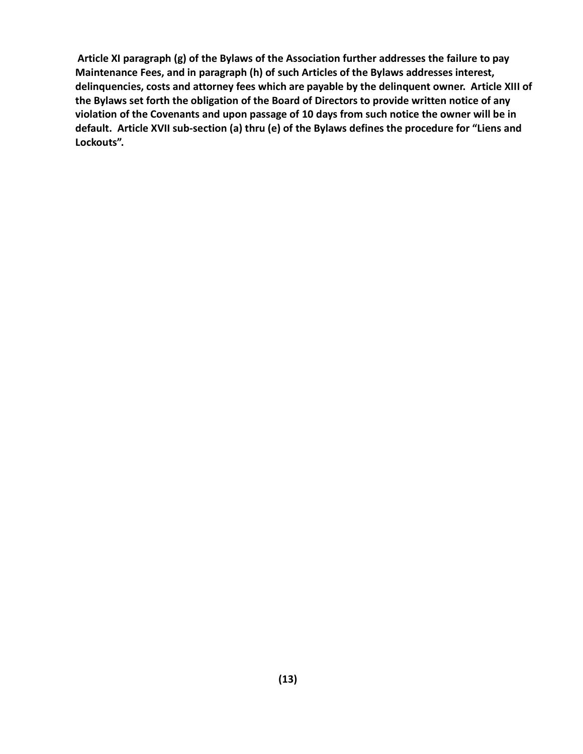**Article XI paragraph (g) of the Bylaws of the Association further addresses the failure to pay Maintenance Fees, and in paragraph (h) of such Articles of the Bylaws addresses interest, delinquencies, costs and attorney fees which are payable by the delinquent owner. Article XIII of the Bylaws set forth the obligation of the Board of Directors to provide written notice of any violation of the Covenants and upon passage of 10 days from such notice the owner will be in default. Article XVII sub-section (a) thru (e) of the Bylaws defines the procedure for "Liens and Lockouts".**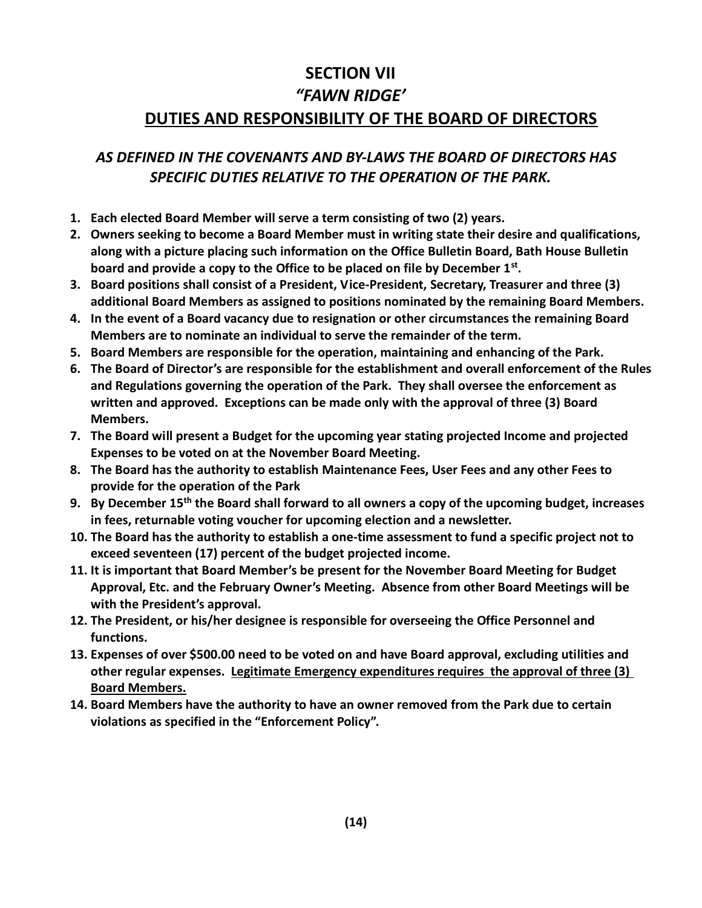# SECTION VII

## *"FAWN RIDGE'*

## DUTIES AND RESPONSIBILITY OF THE BOARD OF DIRECTORS

***AS DEFINED IN THE COVENANTS AND BY-LAWS THE BOARD OF DIRECTORS HAS SPECIFIC DUTIES RELATIVE TO THE OPERATION OF THE PARK.***

1. **Each elected Board Member will serve a term consisting of two (2) years.**
2. **Owners seeking to become a Board Member must in writing state their desire and qualifications, along with a picture placing such information on the Office Bulletin Board, Bath House Bulletin board and provide a copy to the Office to be placed on file by December 1st.**
3. **Board positions shall consist of a President, Vice-President, Secretary, Treasurer and three (3) additional Board Members as assigned to positions nominated by the remaining Board Members.**
4. **In the event of a Board vacancy due to resignation or other circumstances the remaining Board Members are to nominate an individual to serve the remainder of the term.**
5. **Board Members are responsible for the operation, maintaining and enhancing of the Park.**
6. **The Board of Director's are responsible for the establishment and overall enforcement of the Rules and Regulations governing the operation of the Park. They shall oversee the enforcement as written and approved. Exceptions can be made only with the approval of three (3) Board Members.**
7. **The Board will present a Budget for the upcoming year stating projected Income and projected Expenses to be voted on at the November Board Meeting.**
8. **The Board has the authority to establish Maintenance Fees, User Fees and any other Fees to provide for the operation of the Park**
9. **By December 15th the Board shall forward to all owners a copy of the upcoming budget, increases in fees, returnable voting voucher for upcoming election and a newsletter.**
10. **The Board has the authority to establish a one-time assessment to fund a specific project not to exceed seventeen (17) percent of the budget projected income.**
11. **It is important that Board Member's be present for the November Board Meeting for Budget Approval, Etc. and the February Owner's Meeting. Absence from other Board Meetings will be with the President's approval.**
12. **The President, or his/her designee is responsible for overseeing the Office Personnel and functions.**
13. **Expenses of over $500.00 need to be voted on and have Board approval, excluding utilities and other regular expenses. <u>Legitimate Emergency expenditures requires the approval of three (3) Board Members.</u>**
14. **Board Members have the authority to have an owner removed from the Park due to certain violations as specified in the "Enforcement Policy".**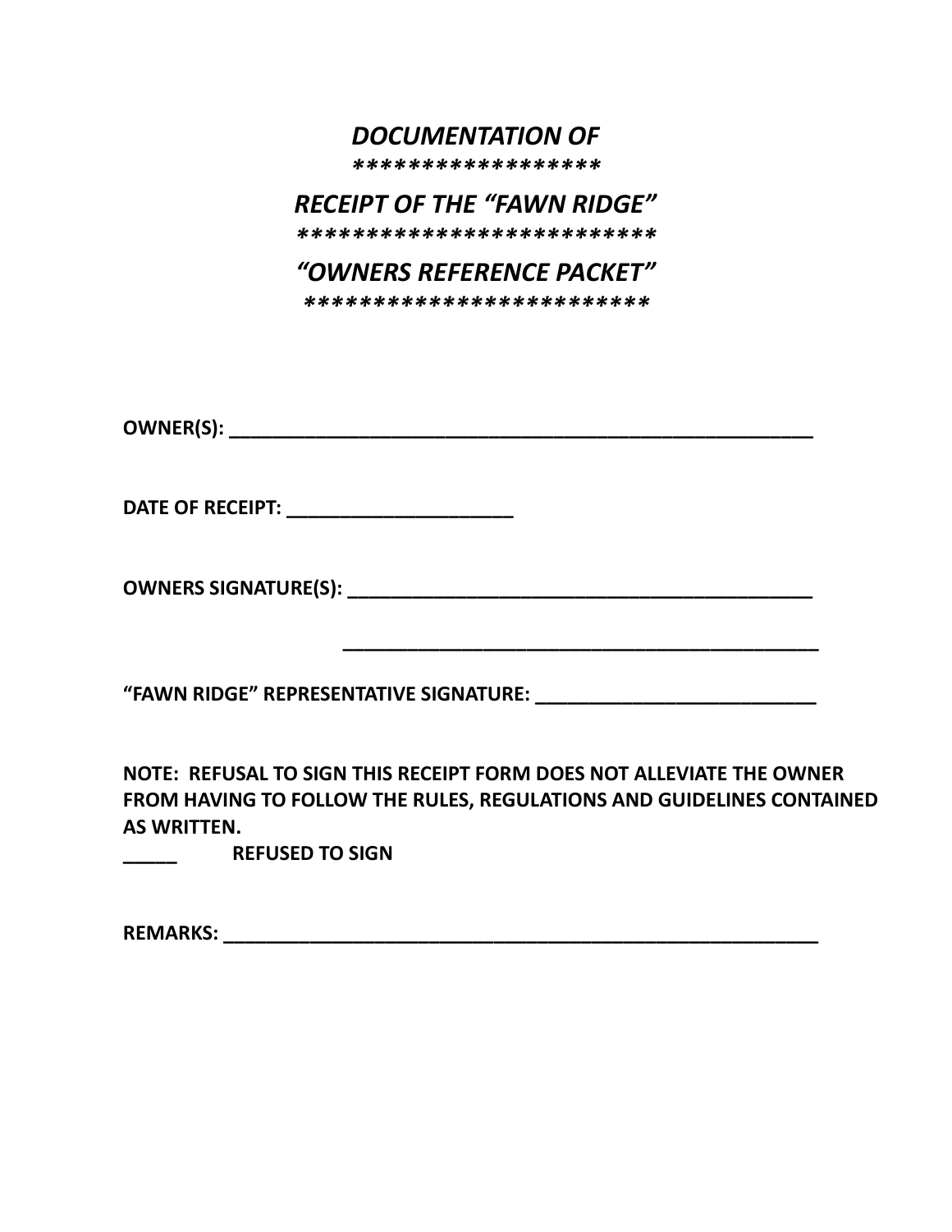# *DOCUMENTATION OF*

*******************

# *RECEIPT OF THE "FAWN RIDGE"*

**************************

# *"OWNERS REFERENCE PACKET"*

*************************

**OWNER(S): _______________________________________________________**

**DATE OF RECEIPT: _____________________**

**OWNERS SIGNATURE(S): ____________________________________________**

**____________________________________________**

**"FAWN RIDGE" REPRESENTATIVE SIGNATURE: __________________________**

**NOTE: REFUSAL TO SIGN THIS RECEIPT FORM DOES NOT ALLEVIATE THE OWNER FROM HAVING TO FOLLOW THE RULES, REGULATIONS AND GUIDELINES CONTAINED AS WRITTEN.**

**_____ REFUSED TO SIGN**

**REMARKS: ________________________________________________________**